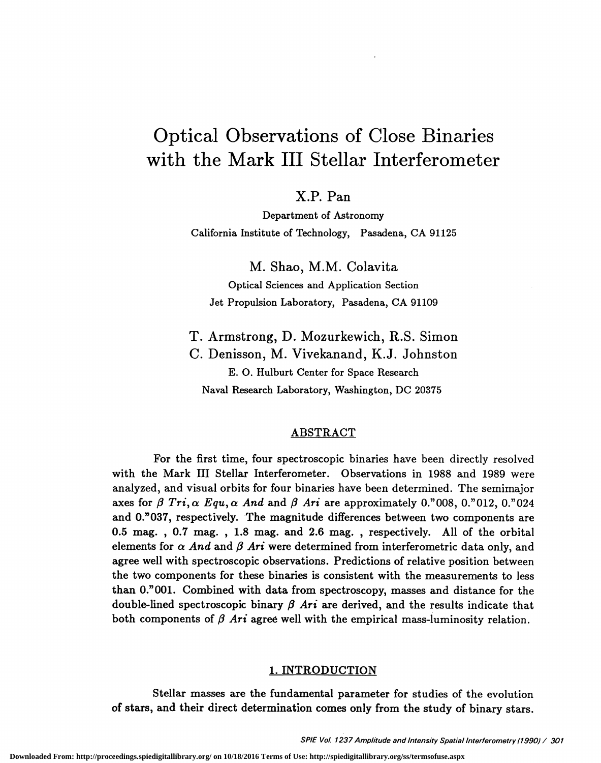# Optical Observations of Close Binaries with the Mark III Stellar Interferometer

X.P. Pan

Department of Astronomy
California Institute of Technology, Pasadena, CA 91125

M. Shao, M.M. Colavita

Optical Sciences and Application Section
Jet Propulsion Laboratory, Pasadena, CA 91109

T. Armstrong, D. Mozurkewich, R.S. Simon
C. Denisson, M. Vivekanand, K.J. Johnston

E. O. Hulburt Center for Space Research
Naval Research Laboratory, Washington, DC 20375

## ABSTRACT

For the first time, four spectroscopic binaries have been directly resolved with the Mark III Stellar Interferometer. Observations in 1988 and 1989 were analyzed, and visual orbits for four binaries have been determined. The semimajor axes for $\beta$ *Tri*, $\alpha$ *Equ*, $\alpha$ *And* and $\beta$ *Ari* are approximately 0."008, 0."012, 0."024 and 0."037, respectively. The magnitude differences between two components are 0.5 mag. , 0.7 mag. , 1.8 mag. and 2.6 mag. , respectively. All of the orbital elements for $\alpha$ *And* and $\beta$ *Ari* were determined from interferometric data only, and agree well with spectroscopic observations. Predictions of relative position between the two components for these binaries is consistent with the measurements to less than 0."001. Combined with data from spectroscopy, masses and distance for the double-lined spectroscopic binary $\beta$ *Ari* are derived, and the results indicate that both components of $\beta$ *Ari* agree well with the empirical mass-luminosity relation.

## 1. INTRODUCTION

Stellar masses are the fundamental parameter for studies of the evolution of stars, and their direct determination comes only from the study of binary stars.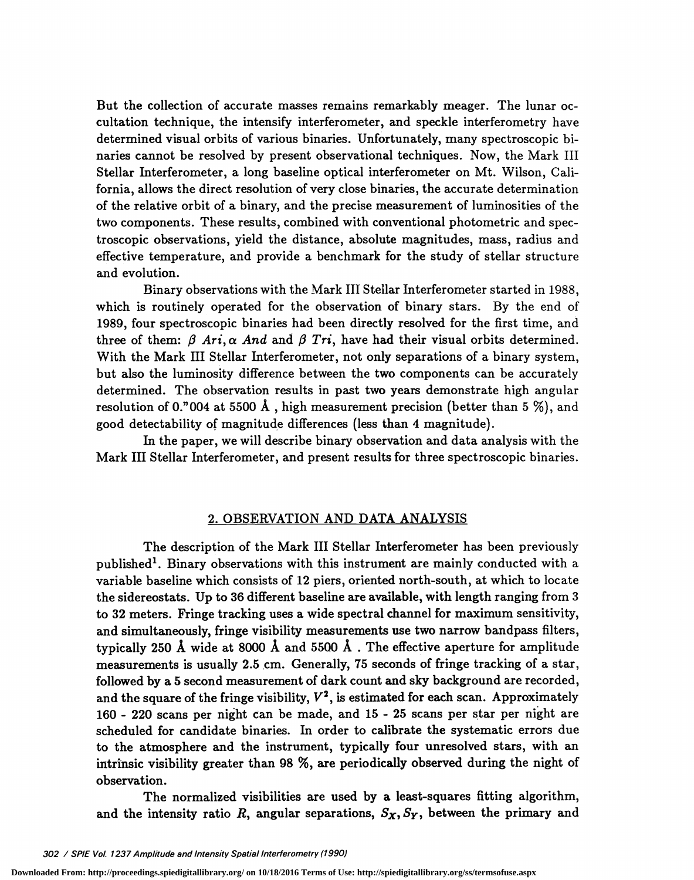But the collection of accurate masses remains remarkably meager. The lunar occultation technique, the intensify interferometer, and speckle interferometry have determined visual orbits of various binaries. Unfortunately, many spectroscopic binaries cannot be resolved by present observational techniques. Now, the Mark III Stellar Interferometer, a long baseline optical interferometer on Mt. Wilson, California, allows the direct resolution of very close binaries, the accurate determination of the relative orbit of a binary, and the precise measurement of luminosities of the two components. These results, combined with conventional photometric and spectroscopic observations, yield the distance, absolute magnitudes, mass, radius and effective temperature, and provide a benchmark for the study of stellar structure and evolution.

Binary observations with the Mark III Stellar Interferometer started in 1988, which is routinely operated for the observation of binary stars. By the end of 1989, four spectroscopic binaries had been directly resolved for the first time, and three of them: $\beta$ *Ari*, $\alpha$ *And* and $\beta$ *Tri*, have had their visual orbits determined. With the Mark III Stellar Interferometer, not only separations of a binary system, but also the luminosity difference between the two components can be accurately determined. The observation results in past two years demonstrate high angular resolution of 0."004 at 5500 Å , high measurement precision (better than 5 %), and good detectability of magnitude differences (less than 4 magnitude).

In the paper, we will describe binary observation and data analysis with the Mark III Stellar Interferometer, and present results for three spectroscopic binaries.

## 2. OBSERVATION AND DATA ANALYSIS

The description of the Mark III Stellar Interferometer has been previously published[1]. Binary observations with this instrument are mainly conducted with a variable baseline which consists of 12 piers, oriented north-south, at which to locate the sidereostats. Up to 36 different baseline are available, with length ranging from 3 to 32 meters. Fringe tracking uses a wide spectral channel for maximum sensitivity, and simultaneously, fringe visibility measurements use two narrow bandpass filters, typically 250 Å wide at 8000 Å and 5500 Å . The effective aperture for amplitude measurements is usually 2.5 cm. Generally, 75 seconds of fringe tracking of a star, followed by a 5 second measurement of dark count and sky background are recorded, and the square of the fringe visibility, $V^2$, is estimated for each scan. Approximately 160 - 220 scans per night can be made, and 15 - 25 scans per star per night are scheduled for candidate binaries. In order to calibrate the systematic errors due to the atmosphere and the instrument, typically four unresolved stars, with an intrinsic visibility greater than 98 %, are periodically observed during the night of observation.

The normalized visibilities are used by a least-squares fitting algorithm, and the intensity ratio $R$, angular separations, $S_X, S_Y$, between the primary and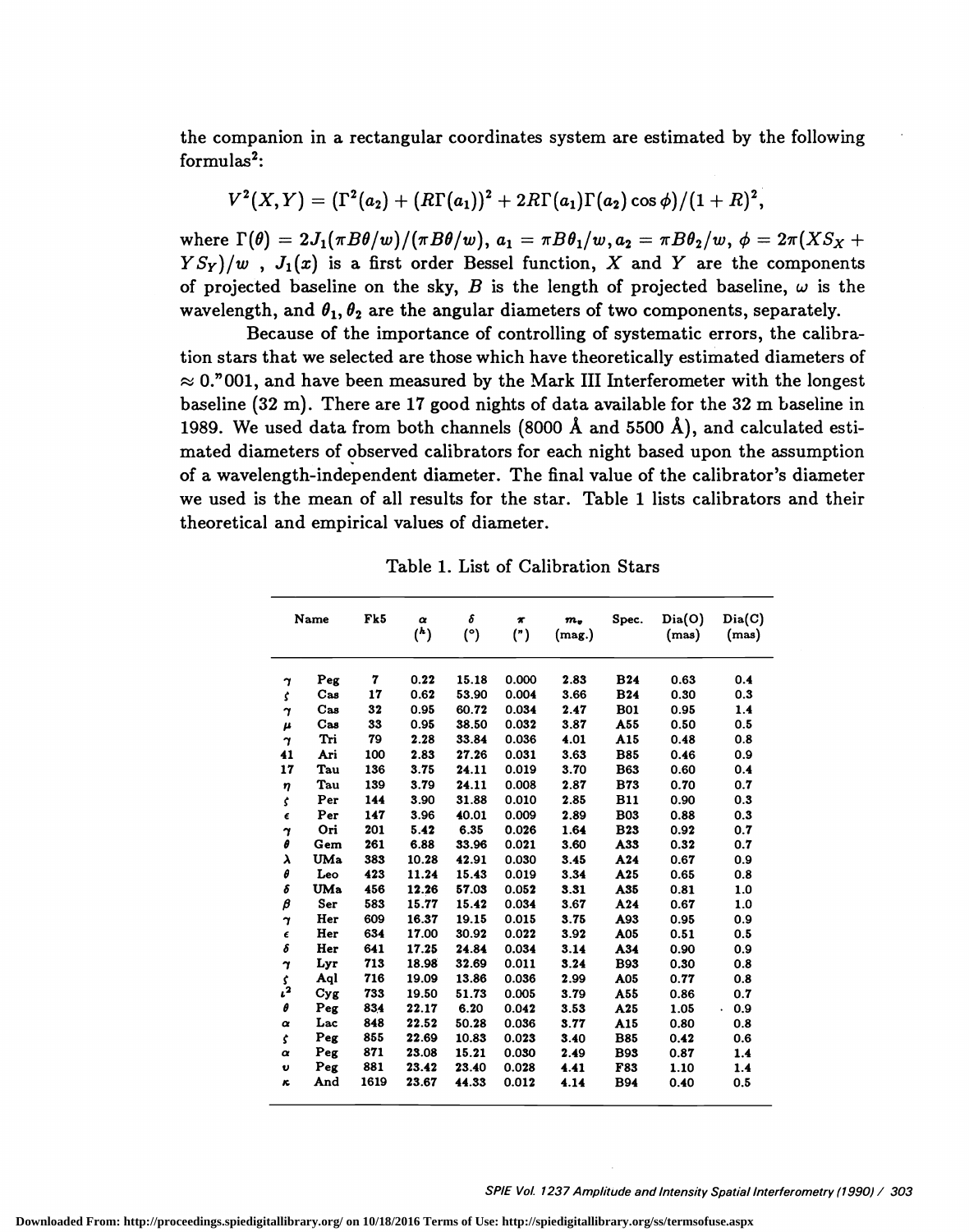the companion in a rectangular coordinates system are estimated by the following formulas[2]:

$$V^2(X,Y) = (\Gamma^2(a_2) + (R\Gamma(a_1))^2 + 2R\Gamma(a_1)\Gamma(a_2)\cos\phi)/(1+R)^2,$$

where $\Gamma(\theta) = 2J_1(\pi B\theta/w)/(\pi B\theta/w)$, $a_1 = \pi B\theta_1/w, a_2 = \pi B\theta_2/w$, $\phi = 2\pi(XS_X + YS_Y)/w$ , $J_1(x)$ is a first order Bessel function, $X$ and $Y$ are the components of projected baseline on the sky, $B$ is the length of projected baseline, $\omega$ is the wavelength, and $\theta_1, \theta_2$ are the angular diameters of two components, separately.

Because of the importance of controlling of systematic errors, the calibration stars that we selected are those which have theoretically estimated diameters of $\approx 0.''001$, and have been measured by the Mark III Interferometer with the longest baseline (32 m). There are 17 good nights of data available for the 32 m baseline in 1989. We used data from both channels (8000 Å and 5500 Å), and calculated estimated diameters of observed calibrators for each night based upon the assumption of a wavelength-independent diameter. The final value of the calibrator's diameter we used is the mean of all results for the star. Table 1 lists calibrators and their theoretical and empirical values of diameter.

Table 1. List of Calibration Stars

| Name | | Fk5 | $\alpha$ ($^h$) | $\delta$ (°) | $\pi$ (″) | $m_v$ (mag.) | Spec. | Dia(O) (mas) | Dia(C) (mas) |
|---|---|---|---|---|---|---|---|---|---|
| $\gamma$ | Peg | 7 | 0.22 | 15.18 | 0.000 | 2.83 | B24 | 0.63 | 0.4 |
| $\zeta$ | Cas | 17 | 0.62 | 53.90 | 0.004 | 3.66 | B24 | 0.30 | 0.3 |
| $\gamma$ | Cas | 32 | 0.95 | 60.72 | 0.034 | 2.47 | B01 | 0.95 | 1.4 |
| $\mu$ | Cas | 33 | 0.95 | 38.50 | 0.032 | 3.87 | A55 | 0.50 | 0.5 |
| $\gamma$ | Tri | 79 | 2.28 | 33.84 | 0.036 | 4.01 | A15 | 0.48 | 0.8 |
| 41 | Ari | 100 | 2.83 | 27.26 | 0.031 | 3.63 | B85 | 0.46 | 0.9 |
| 17 | Tau | 136 | 3.75 | 24.11 | 0.019 | 3.70 | B63 | 0.60 | 0.4 |
| $\eta$ | Tau | 139 | 3.79 | 24.11 | 0.008 | 2.87 | B73 | 0.70 | 0.7 |
| $\zeta$ | Per | 144 | 3.90 | 31.88 | 0.010 | 2.85 | B11 | 0.90 | 0.3 |
| $\epsilon$ | Per | 147 | 3.96 | 40.01 | 0.009 | 2.89 | B03 | 0.88 | 0.3 |
| $\gamma$ | Ori | 201 | 5.42 | 6.35 | 0.026 | 1.64 | B23 | 0.92 | 0.7 |
| $\theta$ | Gem | 261 | 6.88 | 33.96 | 0.021 | 3.60 | A33 | 0.32 | 0.7 |
| $\lambda$ | UMa | 383 | 10.28 | 42.91 | 0.030 | 3.45 | A24 | 0.67 | 0.9 |
| $\theta$ | Leo | 423 | 11.24 | 15.43 | 0.019 | 3.34 | A25 | 0.65 | 0.8 |
| $\delta$ | UMa | 456 | 12.26 | 57.03 | 0.052 | 3.31 | A35 | 0.81 | 1.0 |
| $\beta$ | Ser | 583 | 15.77 | 15.42 | 0.034 | 3.67 | A24 | 0.67 | 1.0 |
| $\gamma$ | Her | 609 | 16.37 | 19.15 | 0.015 | 3.75 | A93 | 0.95 | 0.9 |
| $\epsilon$ | Her | 634 | 17.00 | 30.92 | 0.022 | 3.92 | A05 | 0.51 | 0.5 |
| $\delta$ | Her | 641 | 17.25 | 24.84 | 0.034 | 3.14 | A34 | 0.90 | 0.9 |
| $\gamma$ | Lyr | 713 | 18.98 | 32.69 | 0.011 | 3.24 | B93 | 0.30 | 0.8 |
| $\zeta$ | Aql | 716 | 19.09 | 13.86 | 0.036 | 2.99 | A05 | 0.77 | 0.8 |
| $\iota^2$ | Cyg | 733 | 19.50 | 51.73 | 0.005 | 3.79 | A55 | 0.86 | 0.7 |
| $\theta$ | Peg | 834 | 22.17 | 6.20 | 0.042 | 3.53 | A25 | 1.05 | 0.9 |
| $\alpha$ | Lac | 848 | 22.52 | 50.28 | 0.036 | 3.77 | A15 | 0.80 | 0.8 |
| $\zeta$ | Peg | 855 | 22.69 | 10.83 | 0.023 | 3.40 | B85 | 0.42 | 0.6 |
| $\alpha$ | Peg | 871 | 23.08 | 15.21 | 0.030 | 2.49 | B93 | 0.87 | 1.4 |
| $\upsilon$ | Peg | 881 | 23.42 | 23.40 | 0.028 | 4.41 | F83 | 1.10 | 1.4 |
| $\kappa$ | And | 1619 | 23.67 | 44.33 | 0.012 | 4.14 | B94 | 0.40 | 0.5 |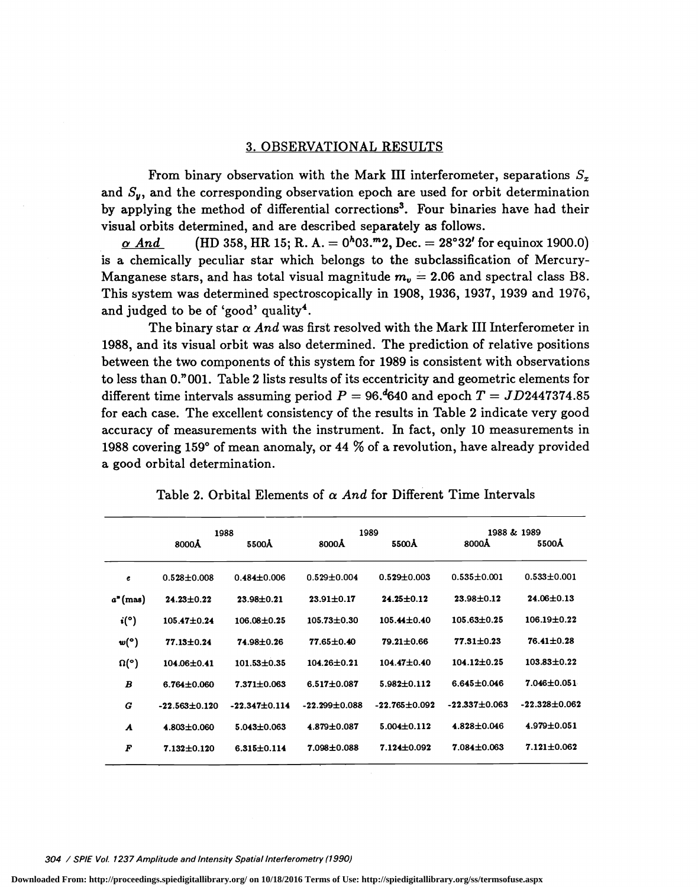## 3. OBSERVATIONAL RESULTS

From binary observation with the Mark III interferometer, separations $S_x$ and $S_y$, and the corresponding observation epoch are used for orbit determination by applying the method of differential corrections[3]. Four binaries have had their visual orbits determined, and are described separately as follows.

*α And* (HD 358, HR 15; R. A. = $0^h03.^m2$, Dec. = $28°32'$ for equinox 1900.0) is a chemically peculiar star which belongs to the subclassification of Mercury-Manganese stars, and has total visual magnitude $m_v = 2.06$ and spectral class B8. This system was determined spectroscopically in 1908, 1936, 1937, 1939 and 1976, and judged to be of 'good' quality[4].

The binary star *α And* was first resolved with the Mark III Interferometer in 1988, and its visual orbit was also determined. The prediction of relative positions between the two components of this system for 1989 is consistent with observations to less than 0."001. Table 2 lists results of its eccentricity and geometric elements for different time intervals assuming period $P = 96.^d640$ and epoch $T = JD2447374.85$ for each case. The excellent consistency of the results in Table 2 indicate very good accuracy of measurements with the instrument. In fact, only 10 measurements in 1988 covering 159° of mean anomaly, or 44 % of a revolution, have already provided a good orbital determination.

Table 2. Orbital Elements of *α And* for Different Time Intervals

| | 1988 | | 1989 | | 1988 & 1989 | |
|---|---|---|---|---|---|---|
| | 8000Å | 5500Å | 8000Å | 5500Å | 8000Å | 5500Å |
| $e$ | 0.528±0.008 | 0.484±0.006 | 0.529±0.004 | 0.529±0.003 | 0.535±0.001 | 0.533±0.001 |
| $a''$(mas) | 24.23±0.22 | 23.98±0.21 | 23.91±0.17 | 24.25±0.12 | 23.98±0.12 | 24.06±0.13 |
| $i$(°) | 105.47±0.24 | 106.08±0.25 | 105.73±0.30 | 105.44±0.40 | 105.63±0.25 | 106.19±0.22 |
| $w$(°) | 77.13±0.24 | 74.98±0.26 | 77.65±0.40 | 79.21±0.66 | 77.31±0.23 | 76.41±0.28 |
| $\Omega$(°) | 104.06±0.41 | 101.53±0.35 | 104.26±0.21 | 104.47±0.40 | 104.12±0.25 | 103.83±0.22 |
| $B$ | 6.764±0.060 | 7.371±0.063 | 6.517±0.087 | 5.982±0.112 | 6.645±0.046 | 7.046±0.051 |
| $G$ | -22.563±0.120 | -22.347±0.114 | -22.299±0.088 | -22.765±0.092 | -22.337±0.063 | -22.328±0.062 |
| $A$ | 4.803±0.060 | 5.043±0.063 | 4.879±0.087 | 5.004±0.112 | 4.828±0.046 | 4.979±0.051 |
| $F$ | 7.132±0.120 | 6.315±0.114 | 7.098±0.088 | 7.124±0.092 | 7.084±0.063 | 7.121±0.062 |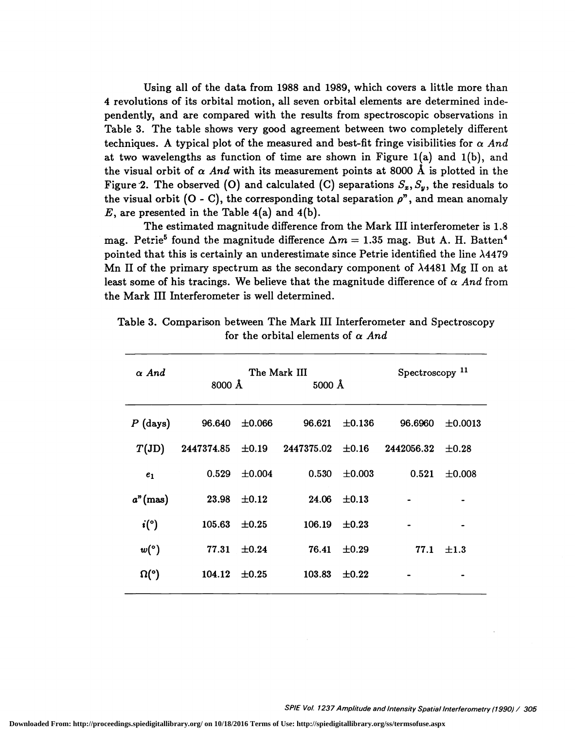Using all of the data from 1988 and 1989, which covers a little more than 4 revolutions of its orbital motion, all seven orbital elements are determined independently, and are compared with the results from spectroscopic observations in Table 3. The table shows very good agreement between two completely different techniques. A typical plot of the measured and best-fit fringe visibilities for $\alpha$ *And* at two wavelengths as function of time are shown in Figure 1(a) and 1(b), and the visual orbit of $\alpha$ *And* with its measurement points at 8000 Å is plotted in the Figure 2. The observed (O) and calculated (C) separations $S_x, S_y$, the residuals to the visual orbit (O - C), the corresponding total separation $\rho''$, and mean anomaly $E$, are presented in the Table 4(a) and 4(b).

The estimated magnitude difference from the Mark III interferometer is 1.8 mag. Petrie[5] found the magnitude difference $\Delta m = 1.35$ mag. But A. H. Batten[4] pointed that this is certainly an underestimate since Petrie identified the line $\lambda$4479 Mn II of the primary spectrum as the secondary component of $\lambda$4481 Mg II on at least some of his tracings. We believe that the magnitude difference of $\alpha$ *And* from the Mark III Interferometer is well determined.

Table 3. Comparison between The Mark III Interferometer and Spectroscopy for the orbital elements of $\alpha$ *And*

| $\alpha$ *And* | The Mark III 8000 Å | | The Mark III 5000 Å | | Spectroscopy [11] | |
|---|---|---|---|---|---|---|
| $P$ (days) | 96.640 | ±0.066 | 96.621 | ±0.136 | 96.6960 | ±0.0013 |
| $T$(JD) | 2447374.85 | ±0.19 | 2447375.02 | ±0.16 | 2442056.32 | ±0.28 |
| $e_1$ | 0.529 | ±0.004 | 0.530 | ±0.003 | 0.521 | ±0.008 |
| $a''$(mas) | 23.98 | ±0.12 | 24.06 | ±0.13 | - | - |
| $i$(°) | 105.63 | ±0.25 | 106.19 | ±0.23 | - | - |
| $w$(°) | 77.31 | ±0.24 | 76.41 | ±0.29 | 77.1 | ±1.3 |
| $\Omega$(°) | 104.12 | ±0.25 | 103.83 | ±0.22 | - | - |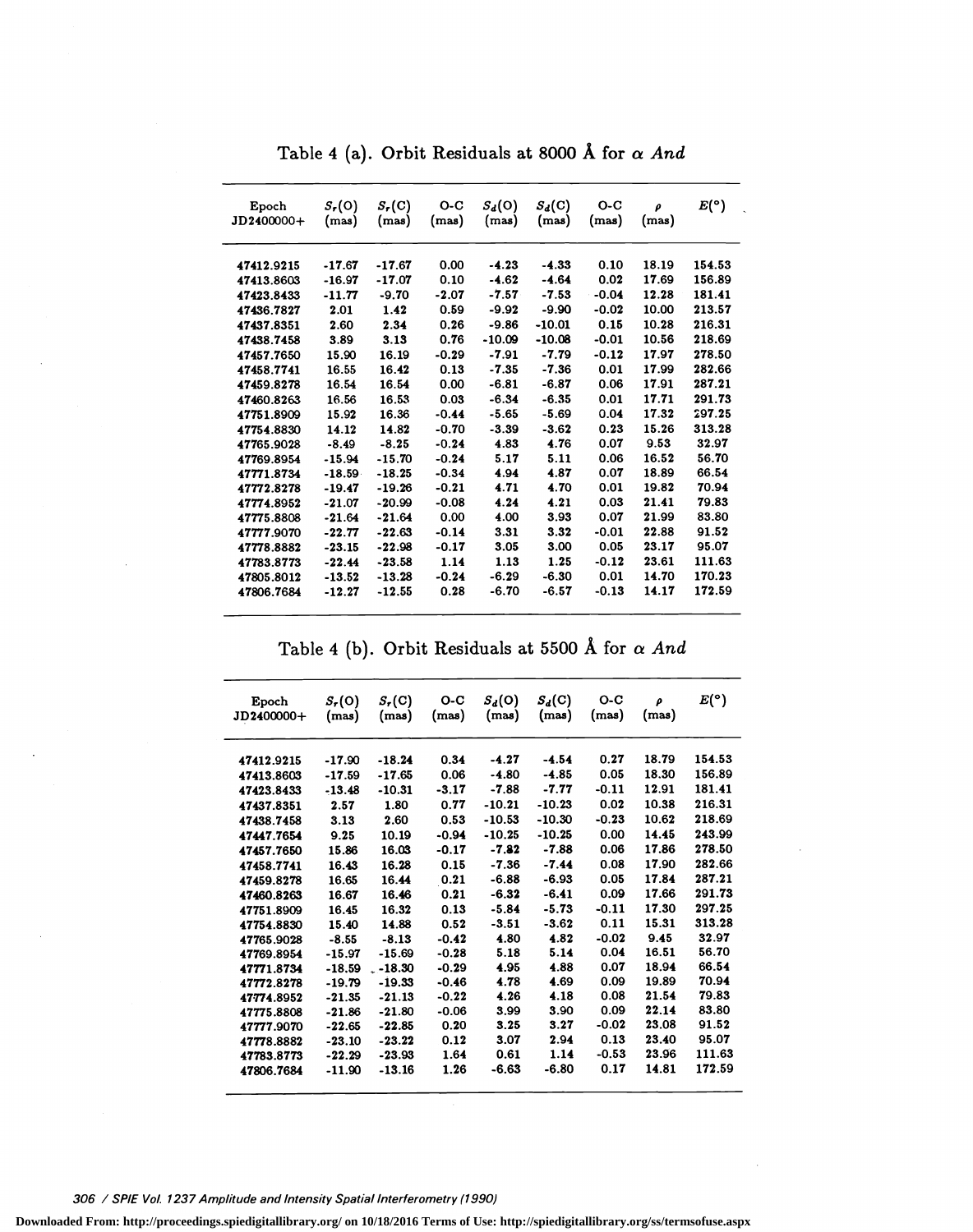# Table 4 (a). Orbit Residuals at 8000 Å for $\alpha$ *And*

| Epoch JD2400000+ | $S_r$(O) (mas) | $S_r$(C) (mas) | O-C (mas) | $S_d$(O) (mas) | $S_d$(C) (mas) | O-C (mas) | $\rho$ (mas) | $E(°)$ |
|---|---|---|---|---|---|---|---|---|
| 47412.9215 | -17.67 | -17.67 | 0.00 | -4.23 | -4.33 | 0.10 | 18.19 | 154.53 |
| 47413.8603 | -16.97 | -17.07 | 0.10 | -4.62 | -4.64 | 0.02 | 17.69 | 156.89 |
| 47423.8433 | -11.77 | -9.70 | -2.07 | -7.57 | -7.53 | -0.04 | 12.28 | 181.41 |
| 47436.7827 | 2.01 | 1.42 | 0.59 | -9.92 | -9.90 | -0.02 | 10.00 | 213.57 |
| 47437.8351 | 2.60 | 2.34 | 0.26 | -9.86 | -10.01 | 0.15 | 10.28 | 216.31 |
| 47438.7458 | 3.89 | 3.13 | 0.76 | -10.09 | -10.08 | -0.01 | 10.56 | 218.69 |
| 47457.7650 | 15.90 | 16.19 | -0.29 | -7.91 | -7.79 | -0.12 | 17.97 | 278.50 |
| 47458.7741 | 16.55 | 16.42 | 0.13 | -7.35 | -7.36 | 0.01 | 17.99 | 282.66 |
| 47459.8278 | 16.54 | 16.54 | 0.00 | -6.81 | -6.87 | 0.06 | 17.91 | 287.21 |
| 47460.8263 | 16.56 | 16.53 | 0.03 | -6.34 | -6.35 | 0.01 | 17.71 | 291.73 |
| 47751.8909 | 15.92 | 16.36 | -0.44 | -5.65 | -5.69 | 0.04 | 17.32 | 297.25 |
| 47754.8830 | 14.12 | 14.82 | -0.70 | -3.39 | -3.62 | 0.23 | 15.26 | 313.28 |
| 47765.9028 | -8.49 | -8.25 | -0.24 | 4.83 | 4.76 | 0.07 | 9.53 | 32.97 |
| 47769.8954 | -15.94 | -15.70 | -0.24 | 5.17 | 5.11 | 0.06 | 16.52 | 56.70 |
| 47771.8734 | -18.59 | -18.25 | -0.34 | 4.94 | 4.87 | 0.07 | 18.89 | 66.54 |
| 47772.8278 | -19.47 | -19.26 | -0.21 | 4.71 | 4.70 | 0.01 | 19.82 | 70.94 |
| 47774.8952 | -21.07 | -20.99 | -0.08 | 4.24 | 4.21 | 0.03 | 21.41 | 79.83 |
| 47775.8808 | -21.64 | -21.64 | 0.00 | 4.00 | 3.93 | 0.07 | 21.99 | 83.80 |
| 47777.9070 | -22.77 | -22.63 | -0.14 | 3.31 | 3.32 | -0.01 | 22.88 | 91.52 |
| 47778.8882 | -23.15 | -22.98 | -0.17 | 3.05 | 3.00 | 0.05 | 23.17 | 95.07 |
| 47783.8773 | -22.44 | -23.58 | 1.14 | 1.13 | 1.25 | -0.12 | 23.61 | 111.63 |
| 47805.8012 | -13.52 | -13.28 | -0.24 | -6.29 | -6.30 | 0.01 | 14.70 | 170.23 |
| 47806.7684 | -12.27 | -12.55 | 0.28 | -6.70 | -6.57 | -0.13 | 14.17 | 172.59 |

# Table 4 (b). Orbit Residuals at 5500 Å for $\alpha$ *And*

| Epoch JD2400000+ | $S_r$(O) (mas) | $S_r$(C) (mas) | O-C (mas) | $S_d$(O) (mas) | $S_d$(C) (mas) | O-C (mas) | $\rho$ (mas) | $E(°)$ |
|---|---|---|---|---|---|---|---|---|
| 47412.9215 | -17.90 | -18.24 | 0.34 | -4.27 | -4.54 | 0.27 | 18.79 | 154.53 |
| 47413.8603 | -17.59 | -17.65 | 0.06 | -4.80 | -4.85 | 0.05 | 18.30 | 156.89 |
| 47423.8433 | -13.48 | -10.31 | -3.17 | -7.88 | -7.77 | -0.11 | 12.91 | 181.41 |
| 47437.8351 | 2.57 | 1.80 | 0.77 | -10.21 | -10.23 | 0.02 | 10.38 | 216.31 |
| 47438.7458 | 3.13 | 2.60 | 0.53 | -10.53 | -10.30 | -0.23 | 10.62 | 218.69 |
| 47447.7654 | 9.25 | 10.19 | -0.94 | -10.25 | -10.25 | 0.00 | 14.45 | 243.99 |
| 47457.7650 | 15.86 | 16.03 | -0.17 | -7.82 | -7.88 | 0.06 | 17.86 | 278.50 |
| 47458.7741 | 16.43 | 16.28 | 0.15 | -7.36 | -7.44 | 0.08 | 17.90 | 282.66 |
| 47459.8278 | 16.65 | 16.44 | 0.21 | -6.88 | -6.93 | 0.05 | 17.84 | 287.21 |
| 47460.8263 | 16.67 | 16.46 | 0.21 | -6.32 | -6.41 | 0.09 | 17.66 | 291.73 |
| 47751.8909 | 16.45 | 16.32 | 0.13 | -5.84 | -5.73 | -0.11 | 17.30 | 297.25 |
| 47754.8830 | 15.40 | 14.88 | 0.52 | -3.51 | -3.62 | 0.11 | 15.31 | 313.28 |
| 47765.9028 | -8.55 | -8.13 | -0.42 | 4.80 | 4.82 | -0.02 | 9.45 | 32.97 |
| 47769.8954 | -15.97 | -15.69 | -0.28 | 5.18 | 5.14 | 0.04 | 16.51 | 56.70 |
| 47771.8734 | -18.59 | -18.30 | -0.29 | 4.95 | 4.88 | 0.07 | 18.94 | 66.54 |
| 47772.8278 | -19.79 | -19.33 | -0.46 | 4.78 | 4.69 | 0.09 | 19.89 | 70.94 |
| 47774.8952 | -21.35 | -21.13 | -0.22 | 4.26 | 4.18 | 0.08 | 21.54 | 79.83 |
| 47775.8808 | -21.86 | -21.80 | -0.06 | 3.99 | 3.90 | 0.09 | 22.14 | 83.80 |
| 47777.9070 | -22.65 | -22.85 | 0.20 | 3.25 | 3.27 | -0.02 | 23.08 | 91.52 |
| 47778.8882 | -23.10 | -23.22 | 0.12 | 3.07 | 2.94 | 0.13 | 23.40 | 95.07 |
| 47783.8773 | -22.29 | -23.93 | 1.64 | 0.61 | 1.14 | -0.53 | 23.96 | 111.63 |
| 47806.7684 | -11.90 | -13.16 | 1.26 | -6.63 | -6.80 | 0.17 | 14.81 | 172.59 |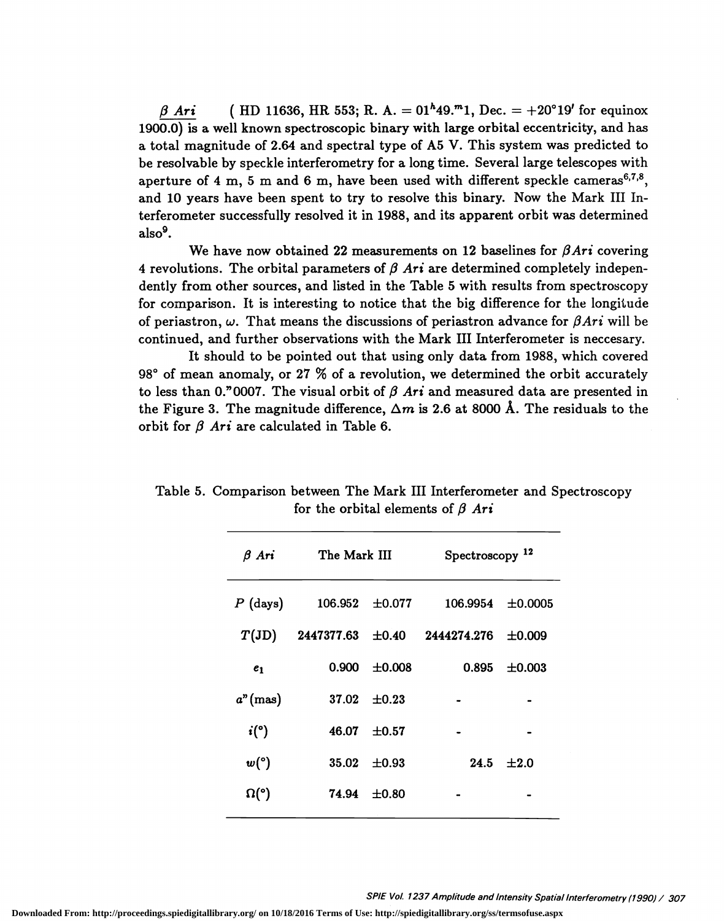$\underline{\beta\ Ari}$ ( HD 11636, HR 553; R. A. = $01^h49.^m1$, Dec. = $+20°19'$ for equinox 1900.0) is a well known spectroscopic binary with large orbital eccentricity, and has a total magnitude of 2.64 and spectral type of A5 V. This system was predicted to be resolvable by speckle interferometry for a long time. Several large telescopes with aperture of 4 m, 5 m and 6 m, have been used with different speckle cameras[6,7,8], and 10 years have been spent to try to resolve this binary. Now the Mark III Interferometer successfully resolved it in 1988, and its apparent orbit was determined also[9].

We have now obtained 22 measurements on 12 baselines for $\beta Ari$ covering 4 revolutions. The orbital parameters of $\beta$ *Ari* are determined completely independently from other sources, and listed in the Table 5 with results from spectroscopy for comparison. It is interesting to notice that the big difference for the longitude of periastron, $\omega$. That means the discussions of periastron advance for $\beta Ari$ will be continued, and further observations with the Mark III Interferometer is neccesary.

It should to be pointed out that using only data from 1988, which covered 98° of mean anomaly, or 27 % of a revolution, we determined the orbit accurately to less than 0."0007. The visual orbit of $\beta$ *Ari* and measured data are presented in the Figure 3. The magnitude difference, $\Delta m$ is 2.6 at 8000 Å. The residuals to the orbit for $\beta$ *Ari* are calculated in Table 6.

Table 5. Comparison between The Mark III Interferometer and Spectroscopy for the orbital elements of $\beta$ *Ari*

| $\beta$ *Ari* | The Mark III | | Spectroscopy [12] | |
|---|---|---|---|---|
| $P$ (days) | 106.952 | ±0.077 | 106.9954 | ±0.0005 |
| $T$(JD) | 2447377.63 | ±0.40 | 2444274.276 | ±0.009 |
| $e_1$ | 0.900 | ±0.008 | 0.895 | ±0.003 |
| $a"$(mas) | 37.02 | ±0.23 | - | - |
| $i$(°) | 46.07 | ±0.57 | - | - |
| $w$(°) | 35.02 | ±0.93 | 24.5 | ±2.0 |
| $\Omega$(°) | 74.94 | ±0.80 | - | - |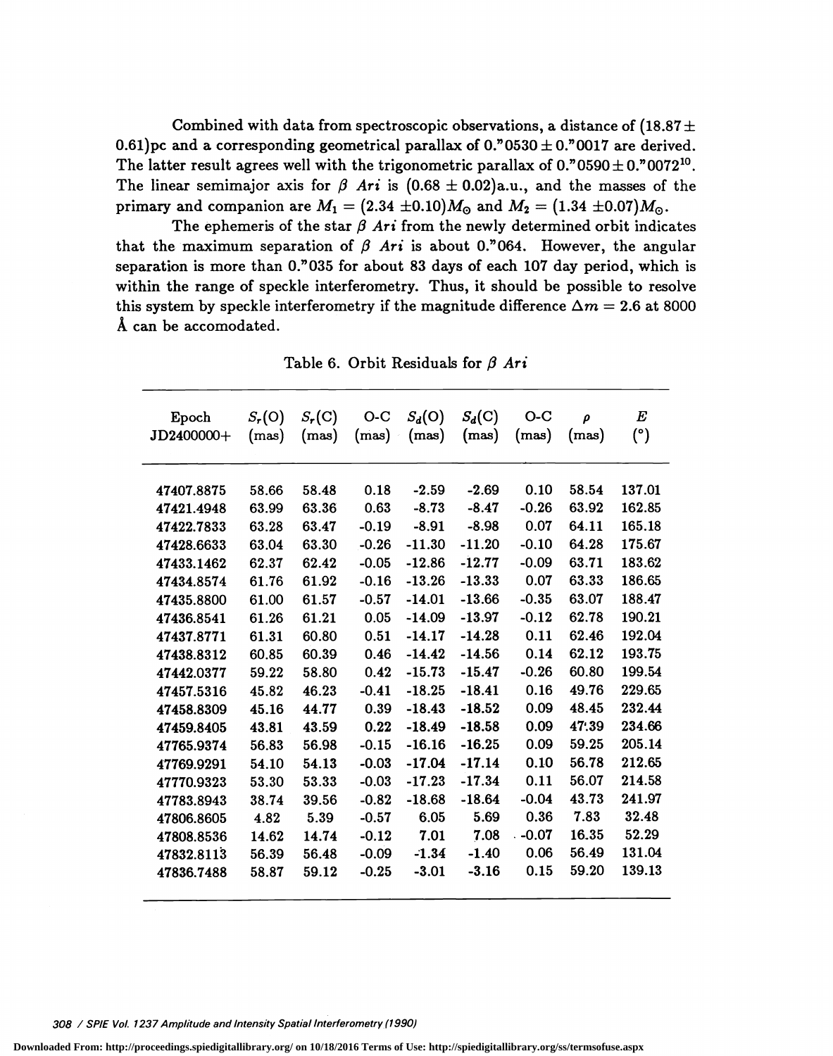Combined with data from spectroscopic observations, a distance of $(18.87 \pm 0.61)$pc and a corresponding geometrical parallax of $0.''0530 \pm 0.''0017$ are derived. The latter result agrees well with the trigonometric parallax of $0.''0590 \pm 0.''0072$[10]. The linear semimajor axis for $\beta$ *Ari* is $(0.68 \pm 0.02)$a.u., and the masses of the primary and companion are $M_1 = (2.34 \pm 0.10)M_\odot$ and $M_2 = (1.34 \pm 0.07)M_\odot$.

The ephemeris of the star $\beta$ *Ari* from the newly determined orbit indicates that the maximum separation of $\beta$ *Ari* is about $0.''064$. However, the angular separation is more than $0.''035$ for about 83 days of each 107 day period, which is within the range of speckle interferometry. Thus, it should be possible to resolve this system by speckle interferometry if the magnitude difference $\Delta m = 2.6$ at 8000 Å can be accomodated.

Table 6. Orbit Residuals for $\beta$ *Ari*

| Epoch JD2400000+ | $S_r$(O) (mas) | $S_r$(C) (mas) | O-C (mas) | $S_d$(O) (mas) | $S_d$(C) (mas) | O-C (mas) | $\rho$ (mas) | $E$ (°) |
|---|---|---|---|---|---|---|---|---|
| 47407.8875 | 58.66 | 58.48 | 0.18 | -2.59 | -2.69 | 0.10 | 58.54 | 137.01 |
| 47421.4948 | 63.99 | 63.36 | 0.63 | -8.73 | -8.47 | -0.26 | 63.92 | 162.85 |
| 47422.7833 | 63.28 | 63.47 | -0.19 | -8.91 | -8.98 | 0.07 | 64.11 | 165.18 |
| 47428.6633 | 63.04 | 63.30 | -0.26 | -11.30 | -11.20 | -0.10 | 64.28 | 175.67 |
| 47433.1462 | 62.37 | 62.42 | -0.05 | -12.86 | -12.77 | -0.09 | 63.71 | 183.62 |
| 47434.8574 | 61.76 | 61.92 | -0.16 | -13.26 | -13.33 | 0.07 | 63.33 | 186.65 |
| 47435.8800 | 61.00 | 61.57 | -0.57 | -14.01 | -13.66 | -0.35 | 63.07 | 188.47 |
| 47436.8541 | 61.26 | 61.21 | 0.05 | -14.09 | -13.97 | -0.12 | 62.78 | 190.21 |
| 47437.8771 | 61.31 | 60.80 | 0.51 | -14.17 | -14.28 | 0.11 | 62.46 | 192.04 |
| 47438.8312 | 60.85 | 60.39 | 0.46 | -14.42 | -14.56 | 0.14 | 62.12 | 193.75 |
| 47442.0377 | 59.22 | 58.80 | 0.42 | -15.73 | -15.47 | -0.26 | 60.80 | 199.54 |
| 47457.5316 | 45.82 | 46.23 | -0.41 | -18.25 | -18.41 | 0.16 | 49.76 | 229.65 |
| 47458.8309 | 45.16 | 44.77 | 0.39 | -18.43 | -18.52 | 0.09 | 48.45 | 232.44 |
| 47459.8405 | 43.81 | 43.59 | 0.22 | -18.49 | -18.58 | 0.09 | 47.39 | 234.66 |
| 47765.9374 | 56.83 | 56.98 | -0.15 | -16.16 | -16.25 | 0.09 | 59.25 | 205.14 |
| 47769.9291 | 54.10 | 54.13 | -0.03 | -17.04 | -17.14 | 0.10 | 56.78 | 212.65 |
| 47770.9323 | 53.30 | 53.33 | -0.03 | -17.23 | -17.34 | 0.11 | 56.07 | 214.58 |
| 47783.8943 | 38.74 | 39.56 | -0.82 | -18.68 | -18.64 | -0.04 | 43.73 | 241.97 |
| 47806.8605 | 4.82 | 5.39 | -0.57 | 6.05 | 5.69 | 0.36 | 7.83 | 32.48 |
| 47808.8536 | 14.62 | 14.74 | -0.12 | 7.01 | 7.08 | -0.07 | 16.35 | 52.29 |
| 47832.8113 | 56.39 | 56.48 | -0.09 | -1.34 | -1.40 | 0.06 | 56.49 | 131.04 |
| 47836.7488 | 58.87 | 59.12 | -0.25 | -3.01 | -3.16 | 0.15 | 59.20 | 139.13 |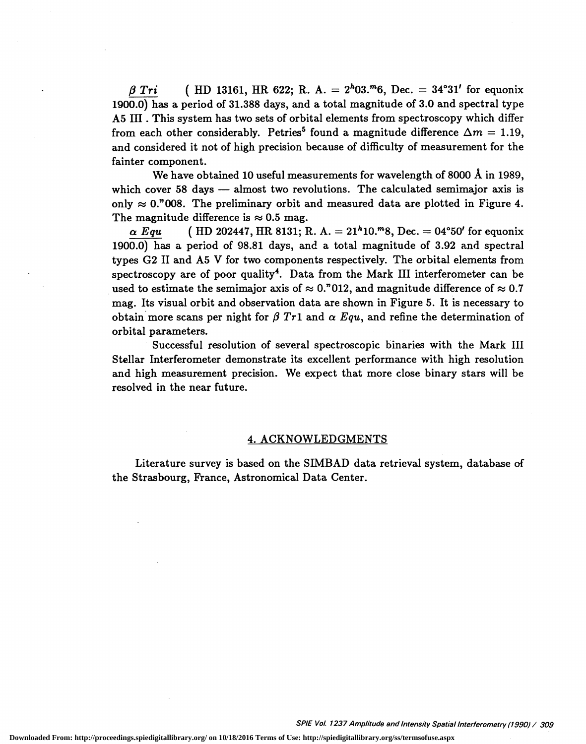*β Tri* ( HD 13161, HR 622; R. A. = $2^h03.^m6$, Dec. = 34°31′ for equonix 1900.0) has a period of 31.388 days, and a total magnitude of 3.0 and spectral type A5 III . This system has two sets of orbital elements from spectroscopy which differ from each other considerably. Petries[5] found a magnitude difference $\Delta m = 1.19$, and considered it not of high precision because of difficulty of measurement for the fainter component.

We have obtained 10 useful measurements for wavelength of 8000 Å in 1989, which cover 58 days — almost two revolutions. The calculated semimajor axis is only $\approx 0.''008$. The preliminary orbit and measured data are plotted in Figure 4. The magnitude difference is $\approx 0.5$ mag.

*α Equ* ( HD 202447, HR 8131; R. A. = $21^h10.^m8$, Dec. = 04°50′ for equonix 1900.0) has a period of 98.81 days, and a total magnitude of 3.92 and spectral types G2 II and A5 V for two components respectively. The orbital elements from spectroscopy are of poor quality[4]. Data from the Mark III interferometer can be used to estimate the semimajor axis of $\approx 0.''012$, and magnitude difference of $\approx 0.7$ mag. Its visual orbit and observation data are shown in Figure 5. It is necessary to obtain more scans per night for *β Tr1* and *α Equ*, and refine the determination of orbital parameters.

Successful resolution of several spectroscopic binaries with the Mark III Stellar Interferometer demonstrate its excellent performance with high resolution and high measurement precision. We expect that more close binary stars will be resolved in the near future.

## 4. ACKNOWLEDGMENTS

Literature survey is based on the SIMBAD data retrieval system, database of the Strasbourg, France, Astronomical Data Center.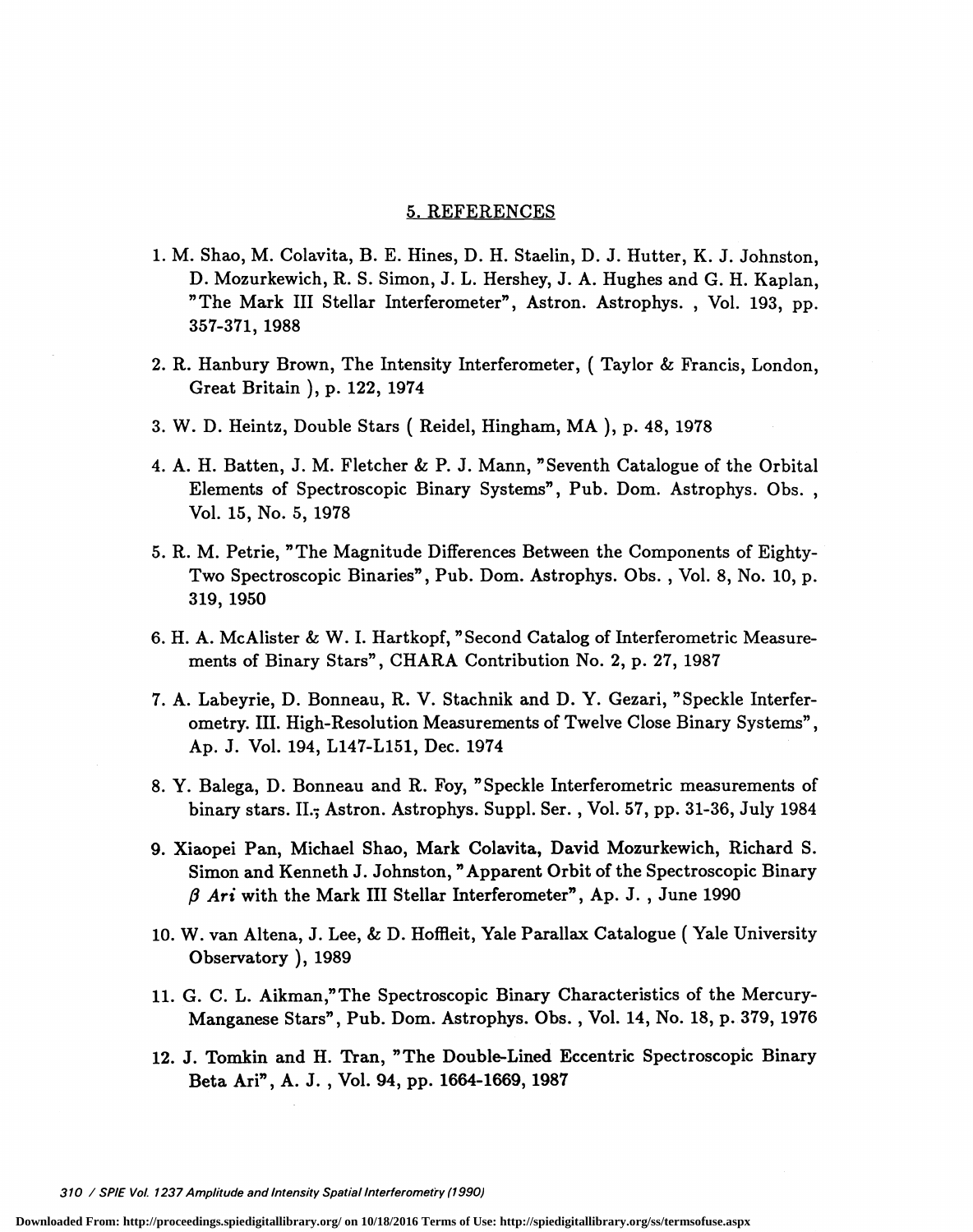## 5. REFERENCES

1. M. Shao, M. Colavita, B. E. Hines, D. H. Staelin, D. J. Hutter, K. J. Johnston, D. Mozurkewich, R. S. Simon, J. L. Hershey, J. A. Hughes and G. H. Kaplan, "The Mark III Stellar Interferometer", Astron. Astrophys. , Vol. 193, pp. 357-371, 1988

2. R. Hanbury Brown, The Intensity Interferometer, ( Taylor & Francis, London, Great Britain ), p. 122, 1974

3. W. D. Heintz, Double Stars ( Reidel, Hingham, MA ), p. 48, 1978

4. A. H. Batten, J. M. Fletcher & P. J. Mann, "Seventh Catalogue of the Orbital Elements of Spectroscopic Binary Systems", Pub. Dom. Astrophys. Obs. , Vol. 15, No. 5, 1978

5. R. M. Petrie, "The Magnitude Differences Between the Components of Eighty-Two Spectroscopic Binaries", Pub. Dom. Astrophys. Obs. , Vol. 8, No. 10, p. 319, 1950

6. H. A. McAlister & W. I. Hartkopf, "Second Catalog of Interferometric Measurements of Binary Stars", CHARA Contribution No. 2, p. 27, 1987

7. A. Labeyrie, D. Bonneau, R. V. Stachnik and D. Y. Gezari, "Speckle Interferometry. III. High-Resolution Measurements of Twelve Close Binary Systems", Ap. J. Vol. 194, L147-L151, Dec. 1974

8. Y. Balega, D. Bonneau and R. Foy, "Speckle Interferometric measurements of binary stars. II.; Astron. Astrophys. Suppl. Ser. , Vol. 57, pp. 31-36, July 1984

9. Xiaopei Pan, Michael Shao, Mark Colavita, David Mozurkewich, Richard S. Simon and Kenneth J. Johnston, "Apparent Orbit of the Spectroscopic Binary $\beta$ *Ari* with the Mark III Stellar Interferometer", Ap. J. , June 1990

10. W. van Altena, J. Lee, & D. Hoffleit, Yale Parallax Catalogue ( Yale University Observatory ), 1989

11. G. C. L. Aikman,"The Spectroscopic Binary Characteristics of the Mercury-Manganese Stars", Pub. Dom. Astrophys. Obs. , Vol. 14, No. 18, p. 379, 1976

12. J. Tomkin and H. Tran, "The Double-Lined Eccentric Spectroscopic Binary Beta Ari", A. J. , Vol. 94, pp. 1664-1669, 1987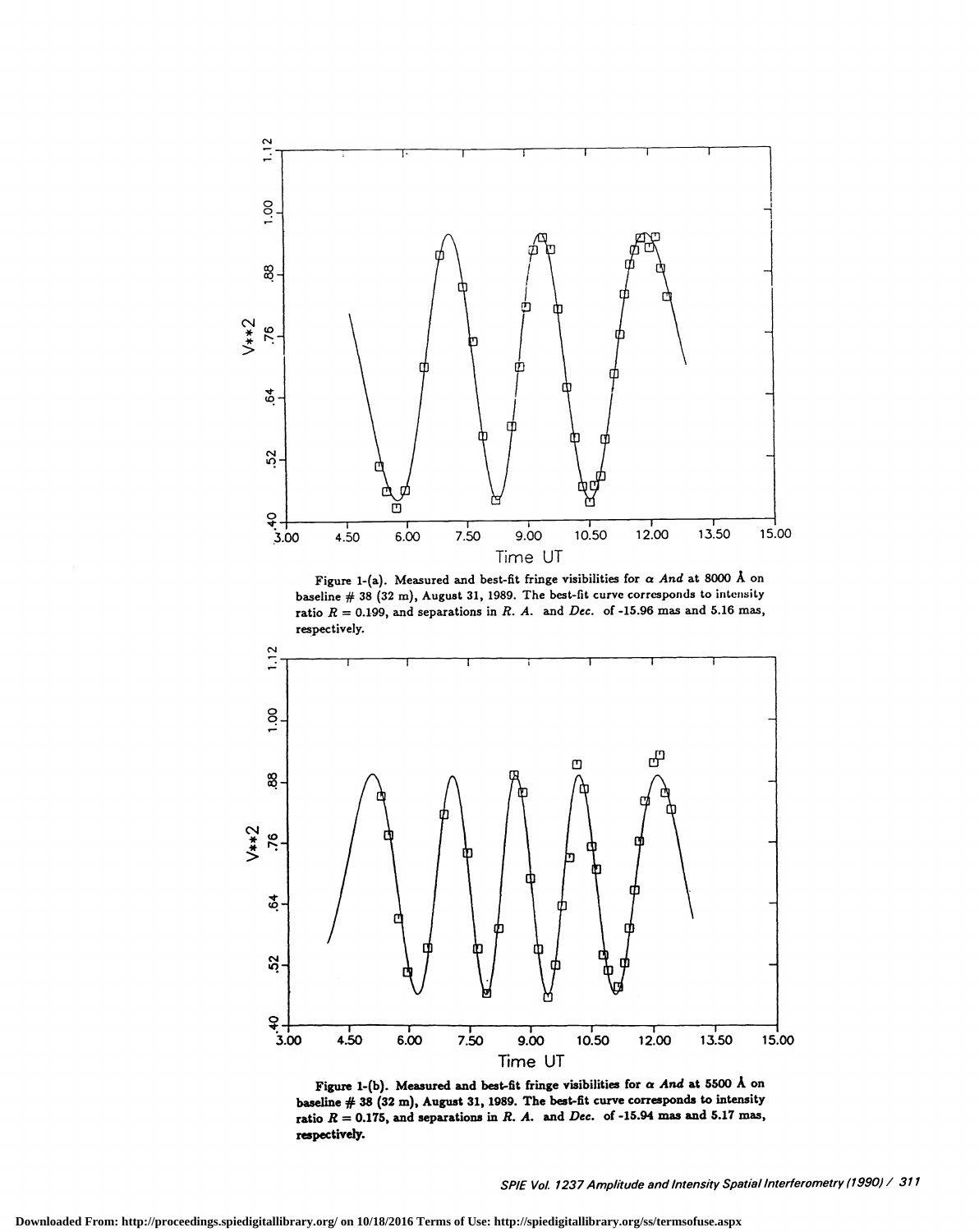Figure 1-(a). Measured and best-fit fringe visibilities for $\alpha$ *And* at 8000 Å on baseline # 38 (32 m), August 31, 1989. The best-fit curve corresponds to intensity ratio $R = 0.199$, and separations in *R. A.* and *Dec.* of -15.96 mas and 5.16 mas, respectively.

**Figure 1-(b). Measured and best-fit fringe visibilities for $\alpha$ *And* at 5500 Å on baseline # 38 (32 m), August 31, 1989. The best-fit curve corresponds to intensity ratio $R = 0.175$, and separations in *R. A.* and *Dec.* of -15.94 mas and 5.17 mas, respectively.**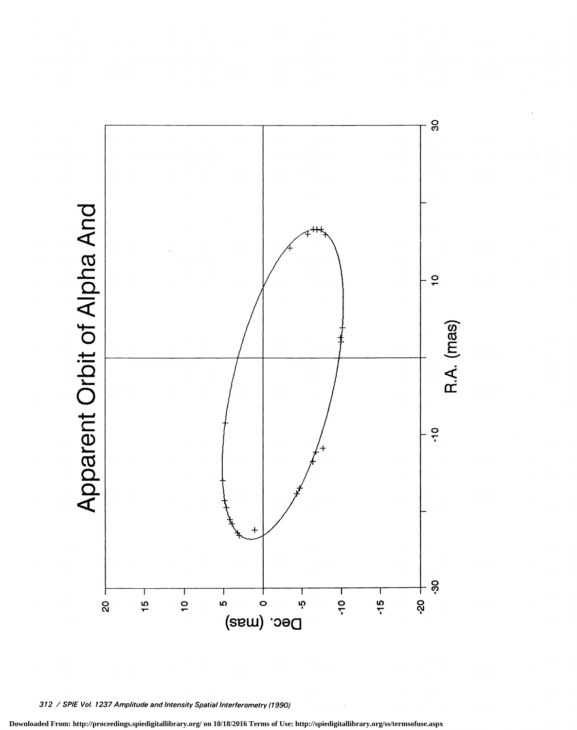Apparent Orbit of Alpha And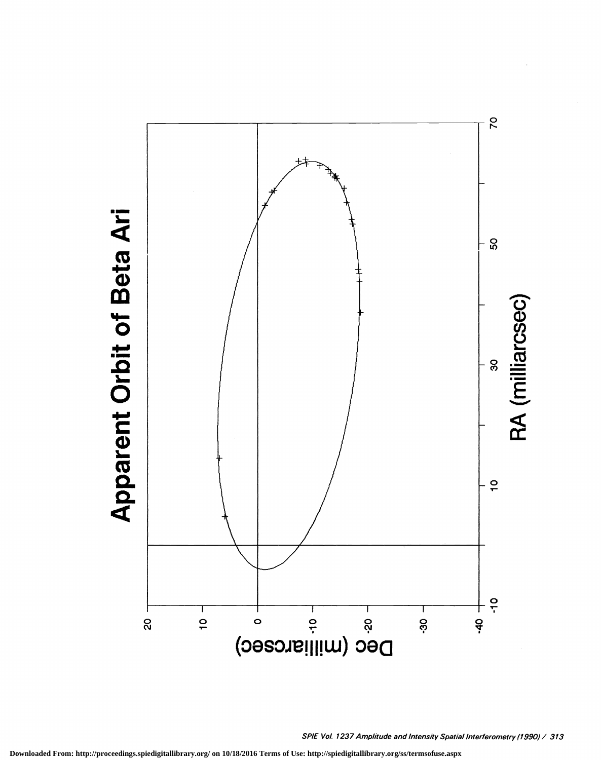Apparent Orbit of Beta Ari

Dec (milliarcsec)

RA (milliarcsec)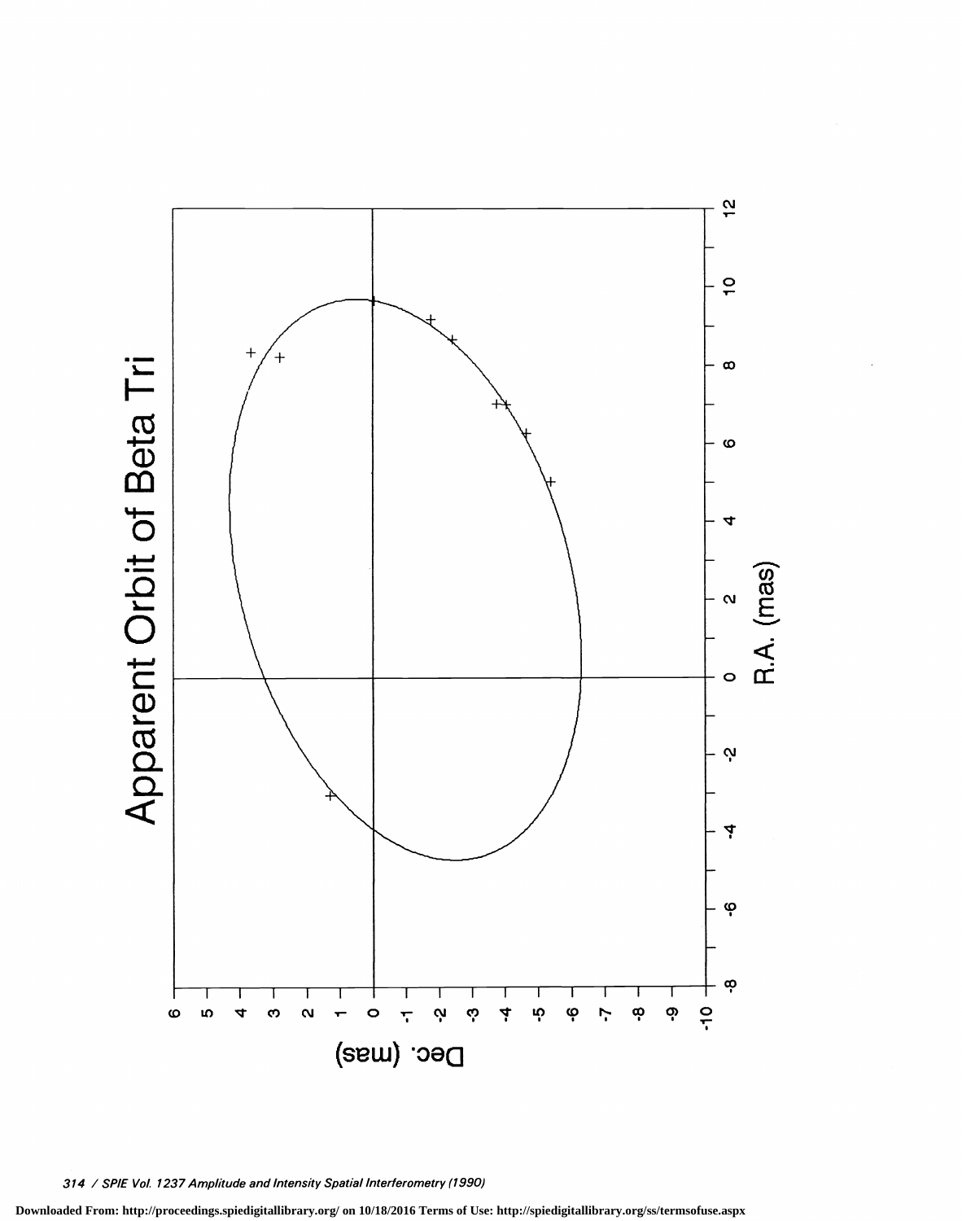Apparent Orbit of Beta Tri

R.A. (mas)

Dec. (mas)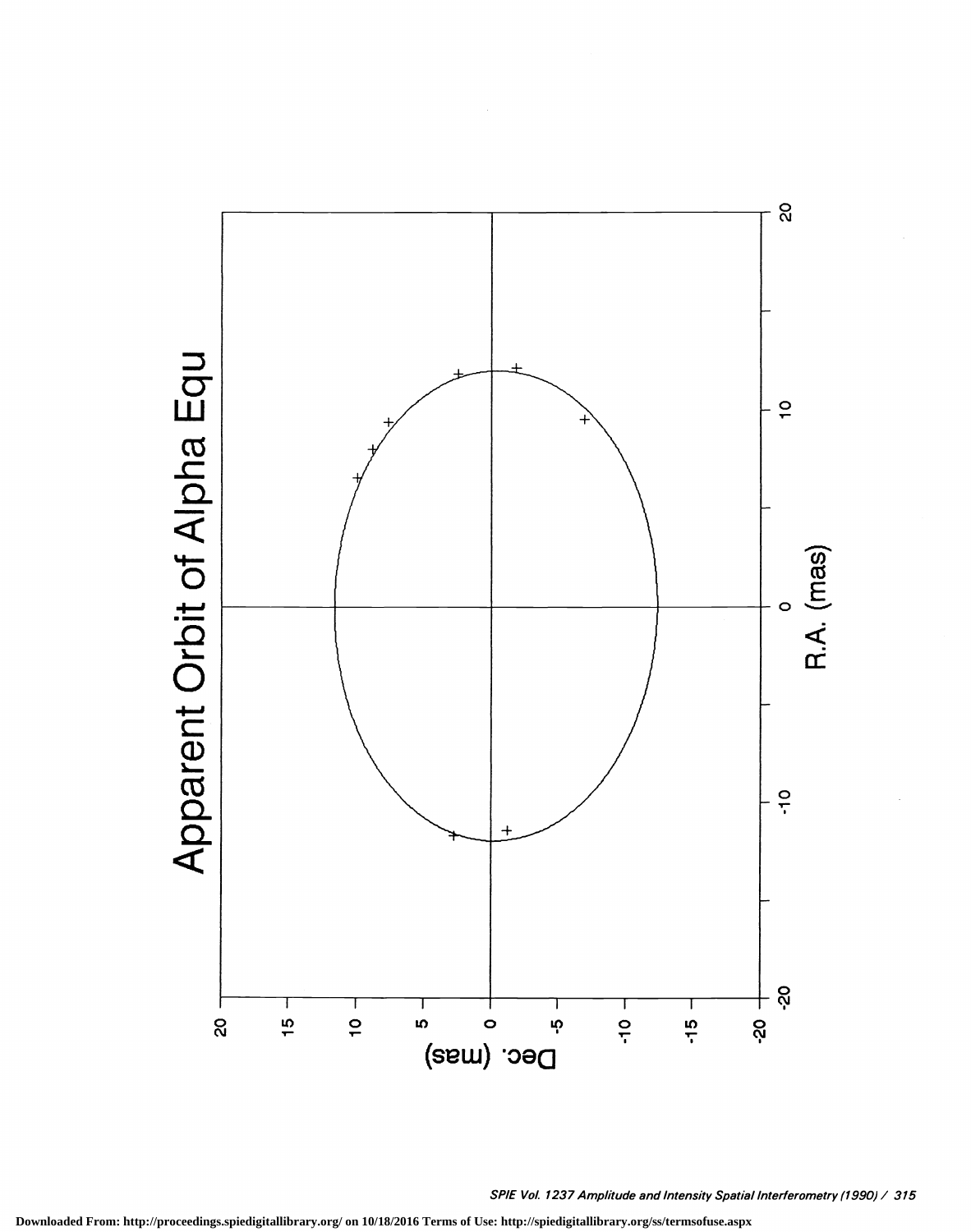Apparent Orbit of Alpha Equ

Dec. (mas)

20

15

10

5

0

-5

-10

-15

-20

R.A. (mas)

-20

-10

0

10

20